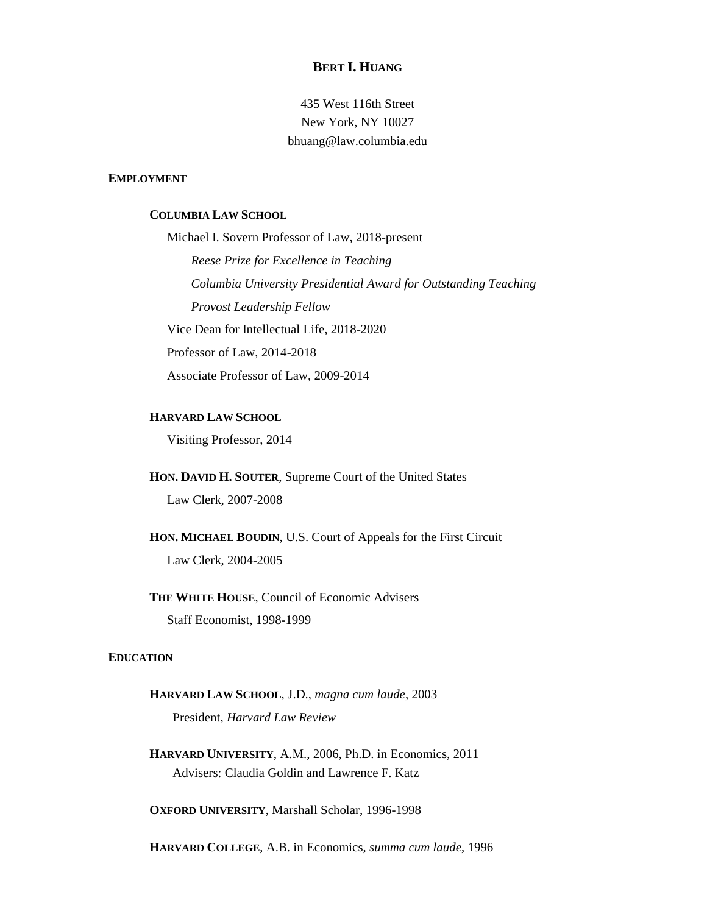# BERT I. HUANG

435 West 116th Street
New York, NY 10027
bhuang@law.columbia.edu

## EMPLOYMENT

**COLUMBIA LAW SCHOOL**

Michael I. Sovern Professor of Law, 2018-present

*Reese Prize for Excellence in Teaching*

*Columbia University Presidential Award for Outstanding Teaching*

*Provost Leadership Fellow*

Vice Dean for Intellectual Life, 2018-2020

Professor of Law, 2014-2018

Associate Professor of Law, 2009-2014

**HARVARD LAW SCHOOL**

Visiting Professor, 2014

**HON. DAVID H. SOUTER**, Supreme Court of the United States

Law Clerk, 2007-2008

**HON. MICHAEL BOUDIN**, U.S. Court of Appeals for the First Circuit

Law Clerk, 2004-2005

**THE WHITE HOUSE**, Council of Economic Advisers

Staff Economist, 1998-1999

## EDUCATION

**HARVARD LAW SCHOOL**, J.D., *magna cum laude*, 2003

President, *Harvard Law Review*

**HARVARD UNIVERSITY**, A.M., 2006, Ph.D. in Economics, 2011

Advisers: Claudia Goldin and Lawrence F. Katz

**OXFORD UNIVERSITY**, Marshall Scholar, 1996-1998

**HARVARD COLLEGE**, A.B. in Economics, *summa cum laude*, 1996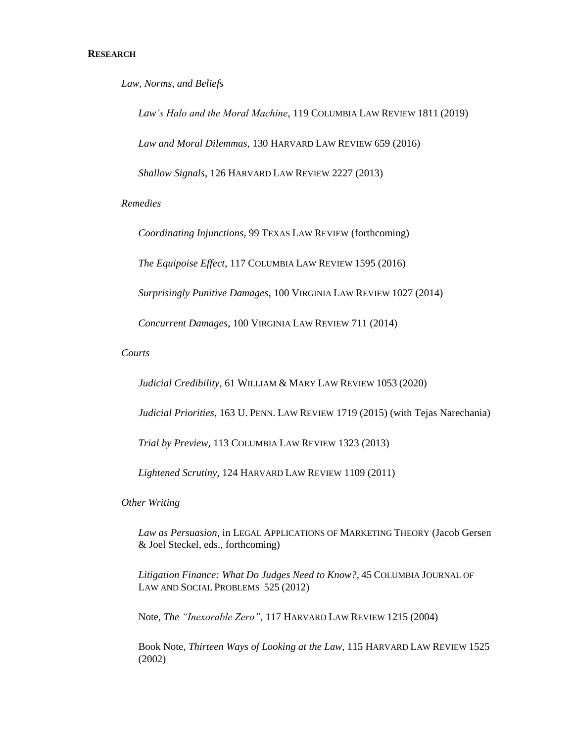## RESEARCH

*Law, Norms, and Beliefs*

*Law's Halo and the Moral Machine*, 119 COLUMBIA LAW REVIEW 1811 (2019)

*Law and Moral Dilemmas*, 130 HARVARD LAW REVIEW 659 (2016)

*Shallow Signals*, 126 HARVARD LAW REVIEW 2227 (2013)

*Remedies*

*Coordinating Injunctions*, 99 TEXAS LAW REVIEW (forthcoming)

*The Equipoise Effect*, 117 COLUMBIA LAW REVIEW 1595 (2016)

*Surprisingly Punitive Damages*, 100 VIRGINIA LAW REVIEW 1027 (2014)

*Concurrent Damages*, 100 VIRGINIA LAW REVIEW 711 (2014)

*Courts*

*Judicial Credibility*, 61 WILLIAM & MARY LAW REVIEW 1053 (2020)

*Judicial Priorities*, 163 U. PENN. LAW REVIEW 1719 (2015) (with Tejas Narechania)

*Trial by Preview*, 113 COLUMBIA LAW REVIEW 1323 (2013)

*Lightened Scrutiny*, 124 HARVARD LAW REVIEW 1109 (2011)

*Other Writing*

*Law as Persuasion*, in LEGAL APPLICATIONS OF MARKETING THEORY (Jacob Gersen & Joel Steckel, eds., forthcoming)

*Litigation Finance: What Do Judges Need to Know?*, 45 COLUMBIA JOURNAL OF LAW AND SOCIAL PROBLEMS 525 (2012)

Note, *The "Inexorable Zero"*, 117 HARVARD LAW REVIEW 1215 (2004)

Book Note, *Thirteen Ways of Looking at the Law*, 115 HARVARD LAW REVIEW 1525 (2002)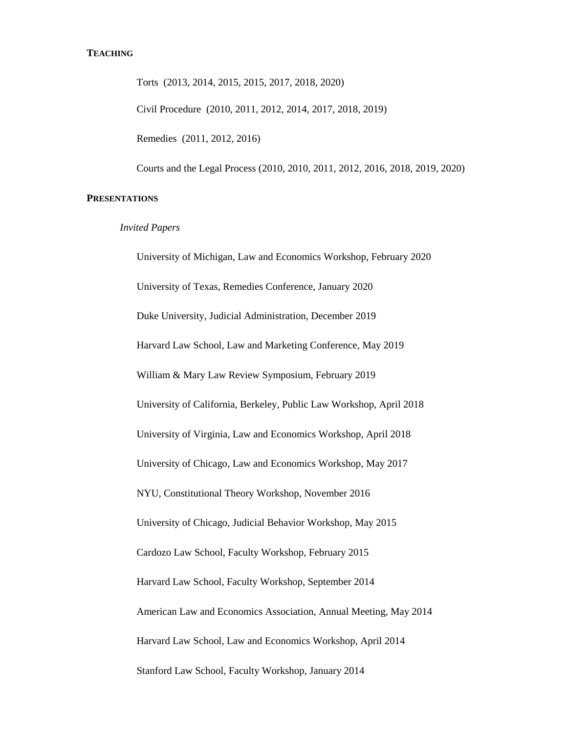## **TEACHING**

Torts (2013, 2014, 2015, 2015, 2017, 2018, 2020)

Civil Procedure (2010, 2011, 2012, 2014, 2017, 2018, 2019)

Remedies (2011, 2012, 2016)

Courts and the Legal Process (2010, 2010, 2011, 2012, 2016, 2018, 2019, 2020)

## **PRESENTATIONS**

### *Invited Papers*

University of Michigan, Law and Economics Workshop, February 2020

University of Texas, Remedies Conference, January 2020

Duke University, Judicial Administration, December 2019

Harvard Law School, Law and Marketing Conference, May 2019

William & Mary Law Review Symposium, February 2019

University of California, Berkeley, Public Law Workshop, April 2018

University of Virginia, Law and Economics Workshop, April 2018

University of Chicago, Law and Economics Workshop, May 2017

NYU, Constitutional Theory Workshop, November 2016

University of Chicago, Judicial Behavior Workshop, May 2015

Cardozo Law School, Faculty Workshop, February 2015

Harvard Law School, Faculty Workshop, September 2014

American Law and Economics Association, Annual Meeting, May 2014

Harvard Law School, Law and Economics Workshop, April 2014

Stanford Law School, Faculty Workshop, January 2014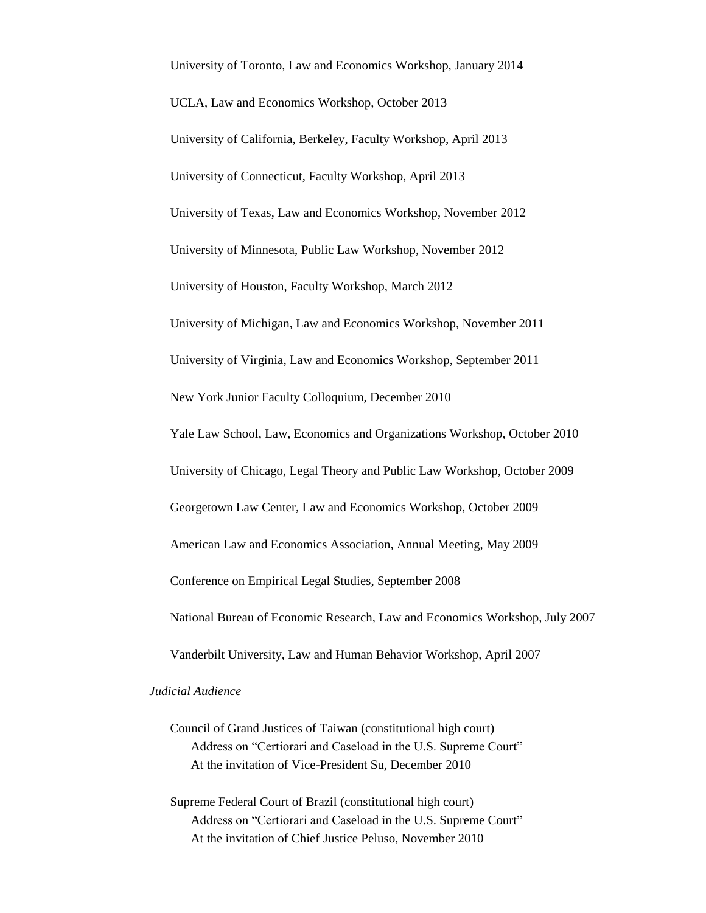University of Toronto, Law and Economics Workshop, January 2014

UCLA, Law and Economics Workshop, October 2013

University of California, Berkeley, Faculty Workshop, April 2013

University of Connecticut, Faculty Workshop, April 2013

University of Texas, Law and Economics Workshop, November 2012

University of Minnesota, Public Law Workshop, November 2012

University of Houston, Faculty Workshop, March 2012

University of Michigan, Law and Economics Workshop, November 2011

University of Virginia, Law and Economics Workshop, September 2011

New York Junior Faculty Colloquium, December 2010

Yale Law School, Law, Economics and Organizations Workshop, October 2010

University of Chicago, Legal Theory and Public Law Workshop, October 2009

Georgetown Law Center, Law and Economics Workshop, October 2009

American Law and Economics Association, Annual Meeting, May 2009

Conference on Empirical Legal Studies, September 2008

National Bureau of Economic Research, Law and Economics Workshop, July 2007

Vanderbilt University, Law and Human Behavior Workshop, April 2007

*Judicial Audience*

Council of Grand Justices of Taiwan (constitutional high court)
Address on "Certiorari and Caseload in the U.S. Supreme Court"
At the invitation of Vice-President Su, December 2010

Supreme Federal Court of Brazil (constitutional high court)
Address on "Certiorari and Caseload in the U.S. Supreme Court"
At the invitation of Chief Justice Peluso, November 2010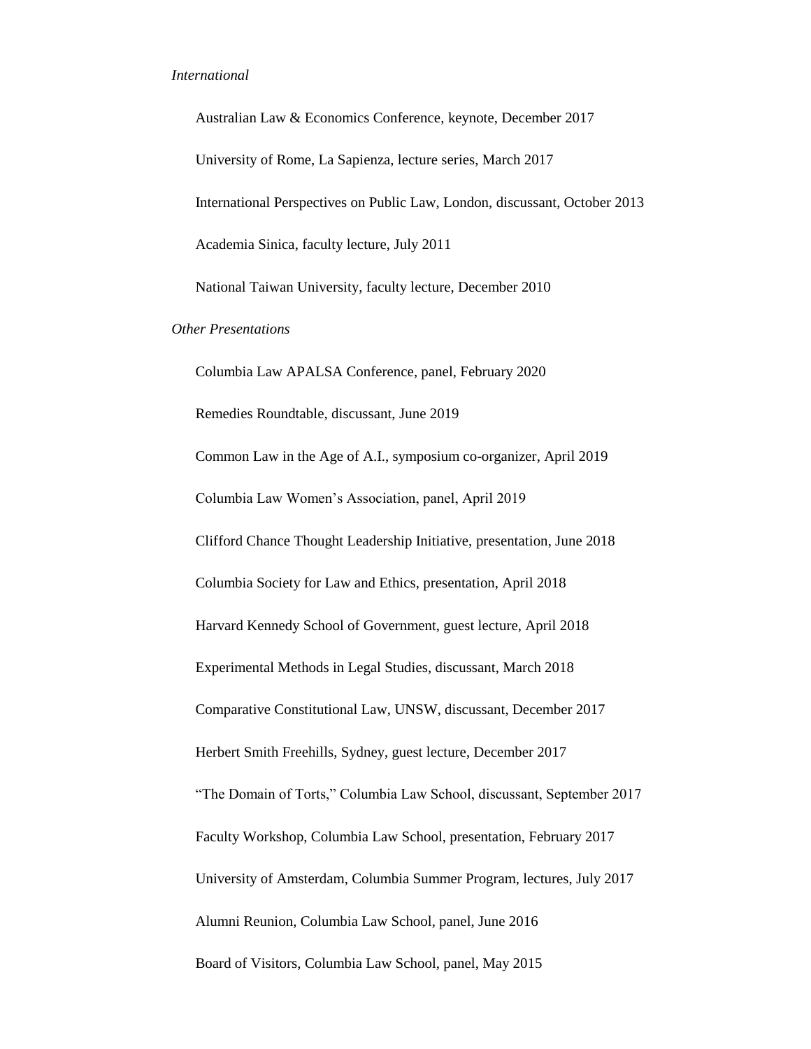*International*

Australian Law & Economics Conference, keynote, December 2017

University of Rome, La Sapienza, lecture series, March 2017

International Perspectives on Public Law, London, discussant, October 2013

Academia Sinica, faculty lecture, July 2011

National Taiwan University, faculty lecture, December 2010

*Other Presentations*

Columbia Law APALSA Conference, panel, February 2020

Remedies Roundtable, discussant, June 2019

Common Law in the Age of A.I., symposium co-organizer, April 2019

Columbia Law Women's Association, panel, April 2019

Clifford Chance Thought Leadership Initiative, presentation, June 2018

Columbia Society for Law and Ethics, presentation, April 2018

Harvard Kennedy School of Government, guest lecture, April 2018

Experimental Methods in Legal Studies, discussant, March 2018

Comparative Constitutional Law, UNSW, discussant, December 2017

Herbert Smith Freehills, Sydney, guest lecture, December 2017

"The Domain of Torts," Columbia Law School, discussant, September 2017

Faculty Workshop, Columbia Law School, presentation, February 2017

University of Amsterdam, Columbia Summer Program, lectures, July 2017

Alumni Reunion, Columbia Law School, panel, June 2016

Board of Visitors, Columbia Law School, panel, May 2015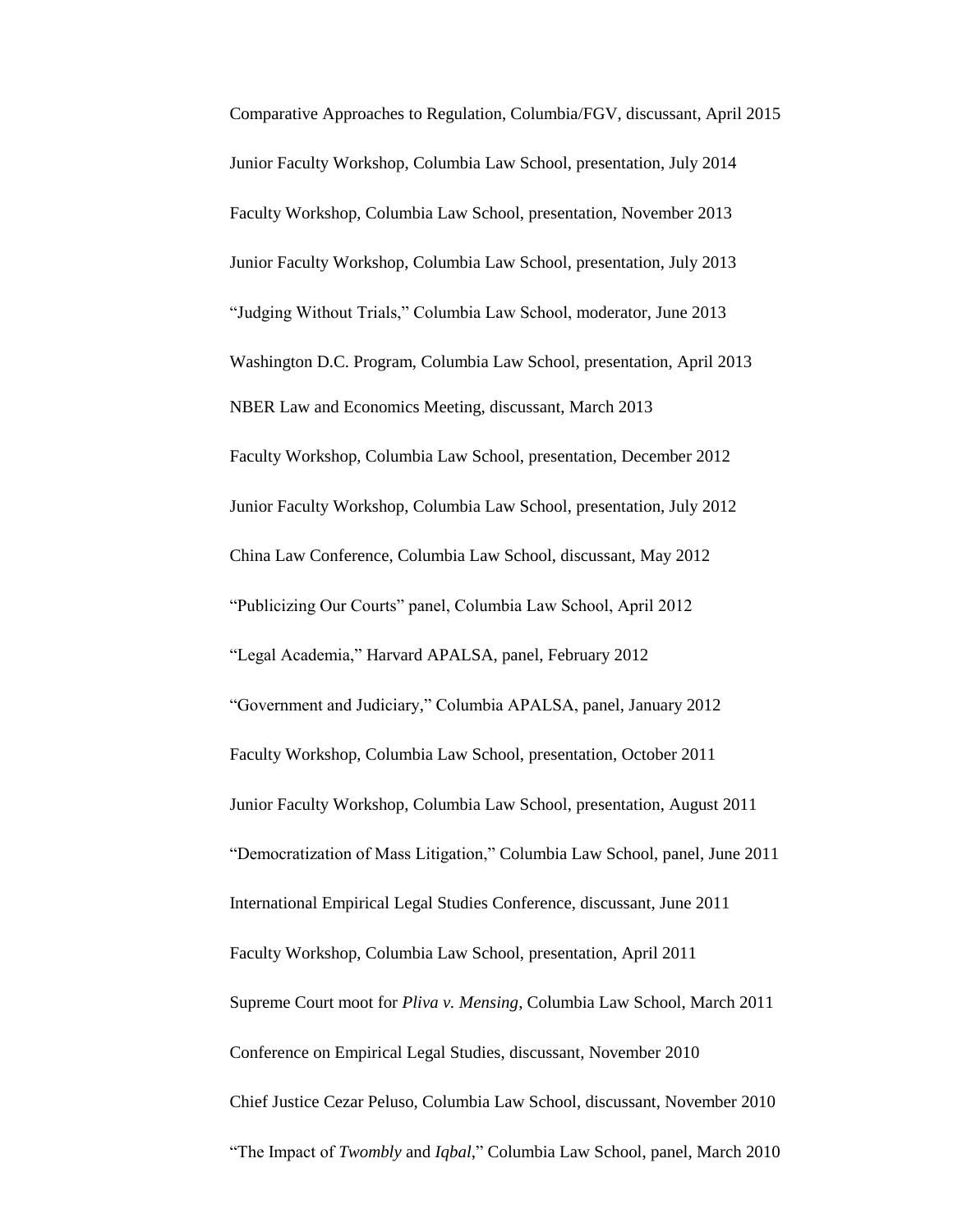Comparative Approaches to Regulation, Columbia/FGV, discussant, April 2015

Junior Faculty Workshop, Columbia Law School, presentation, July 2014

Faculty Workshop, Columbia Law School, presentation, November 2013

Junior Faculty Workshop, Columbia Law School, presentation, July 2013

"Judging Without Trials," Columbia Law School, moderator, June 2013

Washington D.C. Program, Columbia Law School, presentation, April 2013

NBER Law and Economics Meeting, discussant, March 2013

Faculty Workshop, Columbia Law School, presentation, December 2012

Junior Faculty Workshop, Columbia Law School, presentation, July 2012

China Law Conference, Columbia Law School, discussant, May 2012

"Publicizing Our Courts" panel, Columbia Law School, April 2012

"Legal Academia," Harvard APALSA, panel, February 2012

"Government and Judiciary," Columbia APALSA, panel, January 2012

Faculty Workshop, Columbia Law School, presentation, October 2011

Junior Faculty Workshop, Columbia Law School, presentation, August 2011

"Democratization of Mass Litigation," Columbia Law School, panel, June 2011

International Empirical Legal Studies Conference, discussant, June 2011

Faculty Workshop, Columbia Law School, presentation, April 2011

Supreme Court moot for *Pliva v. Mensing*, Columbia Law School, March 2011

Conference on Empirical Legal Studies, discussant, November 2010

Chief Justice Cezar Peluso, Columbia Law School, discussant, November 2010

"The Impact of *Twombly* and *Iqbal*," Columbia Law School, panel, March 2010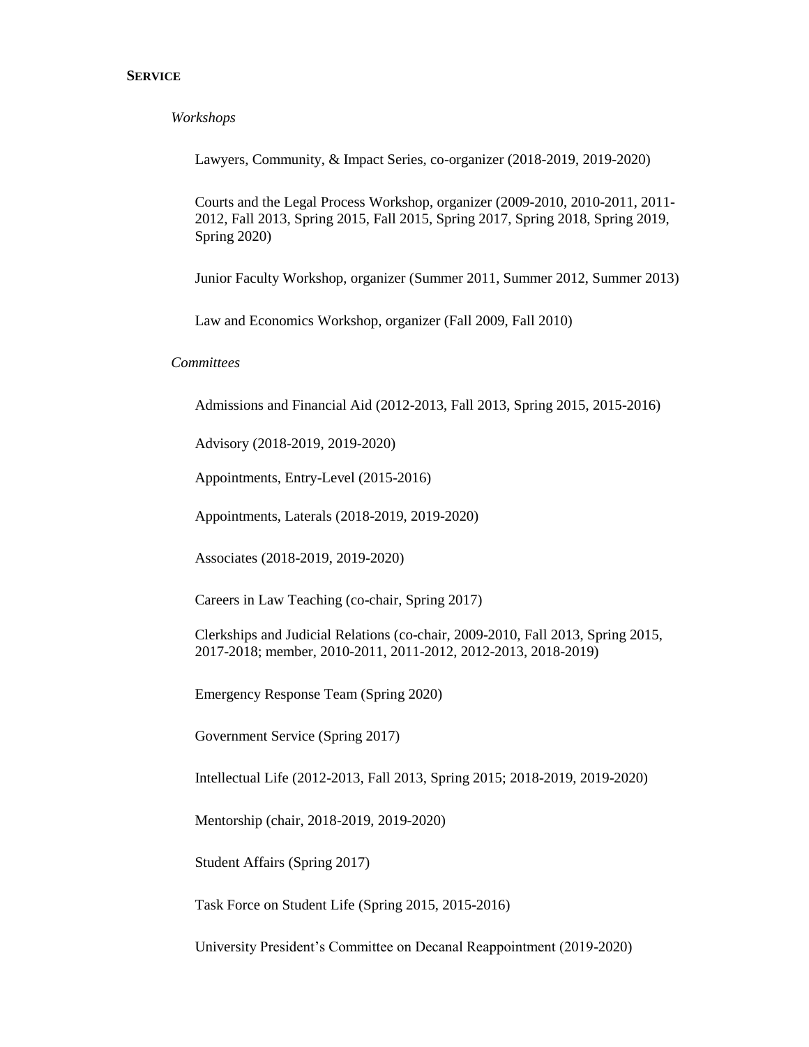## **SERVICE**

### *Workshops*

Lawyers, Community, & Impact Series, co-organizer (2018-2019, 2019-2020)

Courts and the Legal Process Workshop, organizer (2009-2010, 2010-2011, 2011-2012, Fall 2013, Spring 2015, Fall 2015, Spring 2017, Spring 2018, Spring 2019, Spring 2020)

Junior Faculty Workshop, organizer (Summer 2011, Summer 2012, Summer 2013)

Law and Economics Workshop, organizer (Fall 2009, Fall 2010)

### *Committees*

Admissions and Financial Aid (2012-2013, Fall 2013, Spring 2015, 2015-2016)

Advisory (2018-2019, 2019-2020)

Appointments, Entry-Level (2015-2016)

Appointments, Laterals (2018-2019, 2019-2020)

Associates (2018-2019, 2019-2020)

Careers in Law Teaching (co-chair, Spring 2017)

Clerkships and Judicial Relations (co-chair, 2009-2010, Fall 2013, Spring 2015, 2017-2018; member, 2010-2011, 2011-2012, 2012-2013, 2018-2019)

Emergency Response Team (Spring 2020)

Government Service (Spring 2017)

Intellectual Life (2012-2013, Fall 2013, Spring 2015; 2018-2019, 2019-2020)

Mentorship (chair, 2018-2019, 2019-2020)

Student Affairs (Spring 2017)

Task Force on Student Life (Spring 2015, 2015-2016)

University President's Committee on Decanal Reappointment (2019-2020)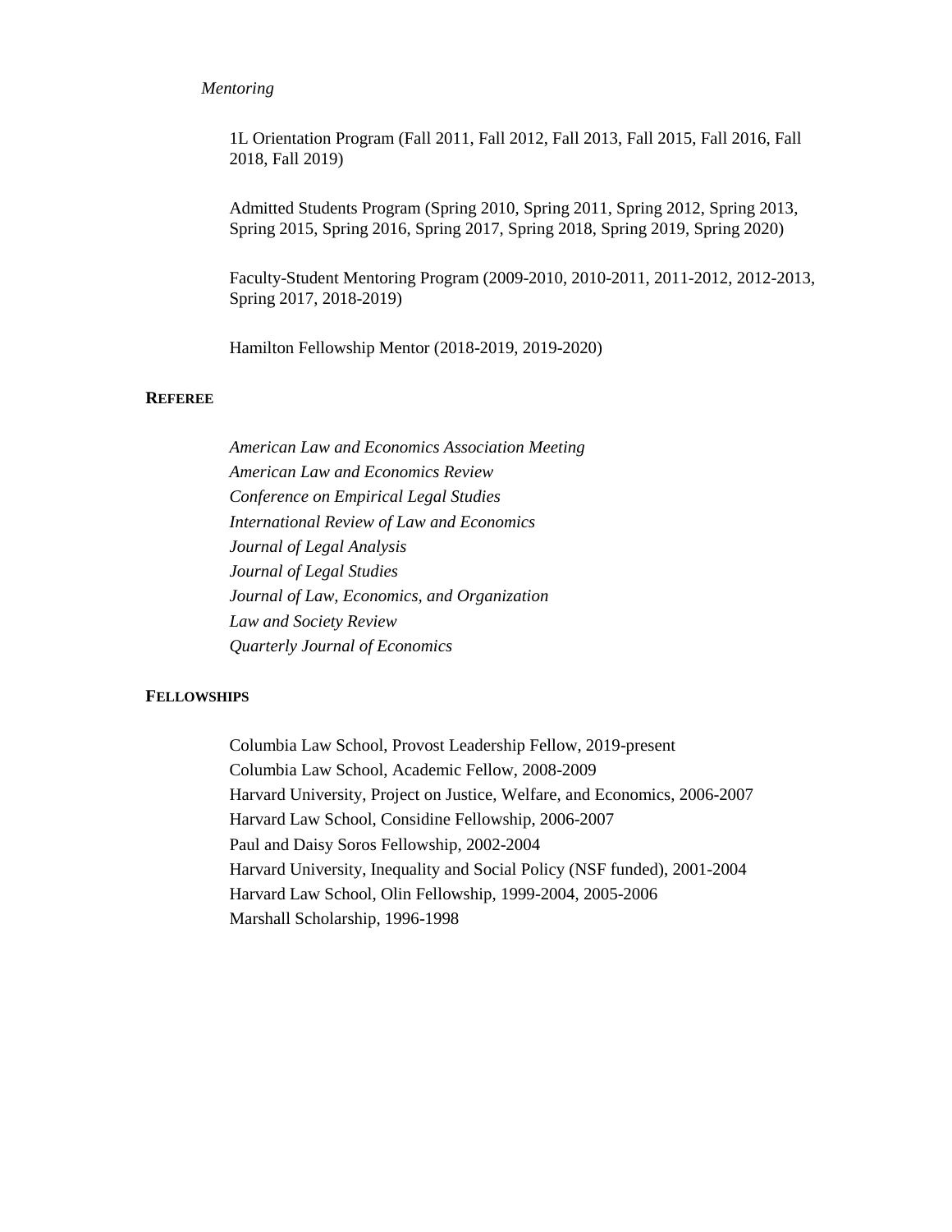*Mentoring*

1L Orientation Program (Fall 2011, Fall 2012, Fall 2013, Fall 2015, Fall 2016, Fall 2018, Fall 2019)

Admitted Students Program (Spring 2010, Spring 2011, Spring 2012, Spring 2013, Spring 2015, Spring 2016, Spring 2017, Spring 2018, Spring 2019, Spring 2020)

Faculty-Student Mentoring Program (2009-2010, 2010-2011, 2011-2012, 2012-2013, Spring 2017, 2018-2019)

Hamilton Fellowship Mentor (2018-2019, 2019-2020)

## REFEREE

*American Law and Economics Association Meeting*
*American Law and Economics Review*
*Conference on Empirical Legal Studies*
*International Review of Law and Economics*
*Journal of Legal Analysis*
*Journal of Legal Studies*
*Journal of Law, Economics, and Organization*
*Law and Society Review*
*Quarterly Journal of Economics*

## FELLOWSHIPS

Columbia Law School, Provost Leadership Fellow, 2019-present
Columbia Law School, Academic Fellow, 2008-2009
Harvard University, Project on Justice, Welfare, and Economics, 2006-2007
Harvard Law School, Considine Fellowship, 2006-2007
Paul and Daisy Soros Fellowship, 2002-2004
Harvard University, Inequality and Social Policy (NSF funded), 2001-2004
Harvard Law School, Olin Fellowship, 1999-2004, 2005-2006
Marshall Scholarship, 1996-1998